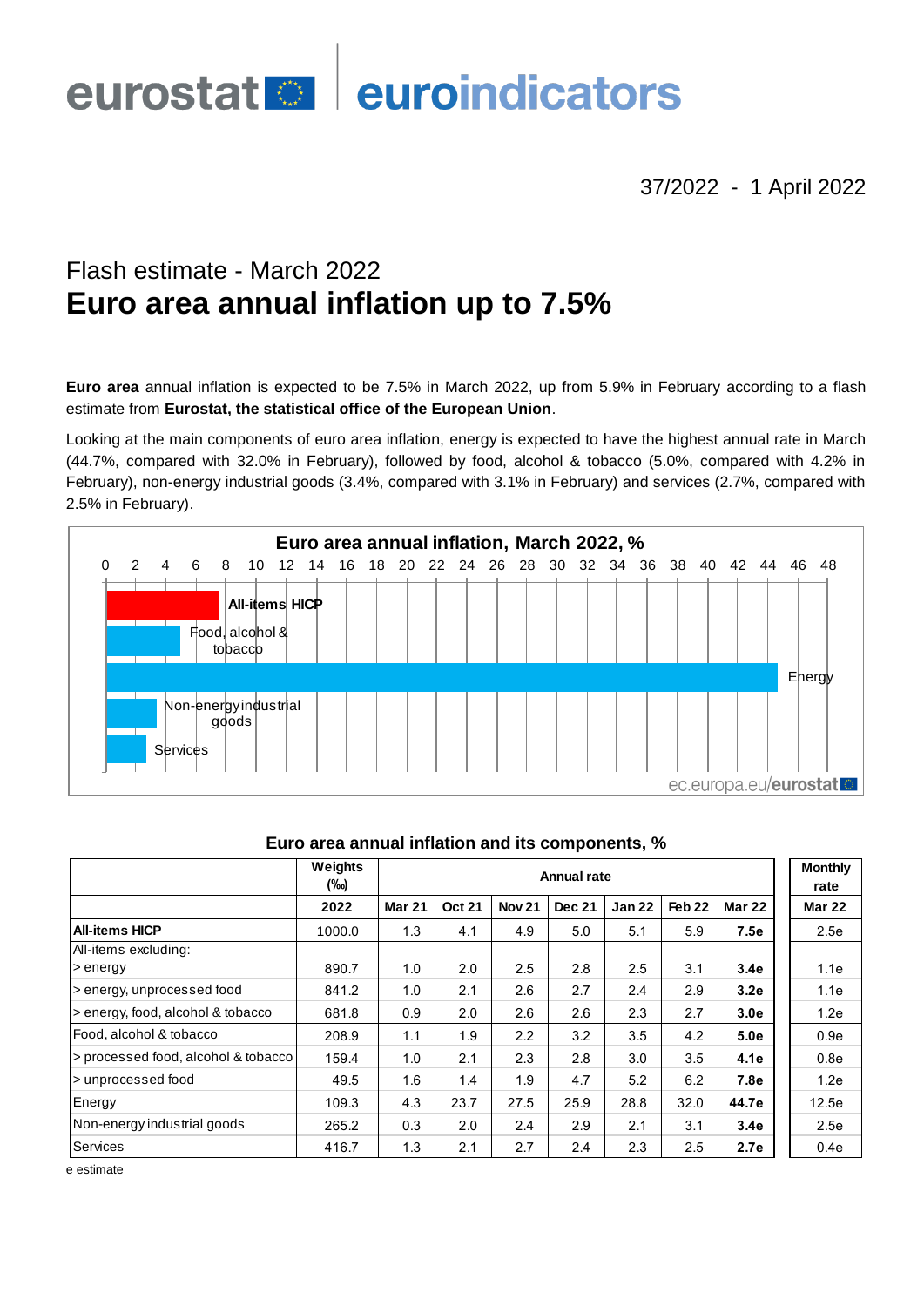eurostat euroindicators

37/2022 - 1 April 2022

## Flash estimate - March 2022

# Euro area annual inflation up to 7.5%

**Euro area** annual inflation is expected to be 7.5% in March 2022, up from 5.9% in February according to a flash estimate from **Eurostat, the statistical office of the European Union**.

Looking at the main components of euro area inflation, energy is expected to have the highest annual rate in March (44.7%, compared with 32.0% in February), followed by food, alcohol & tobacco (5.0%, compared with 4.2% in February), non-energy industrial goods (3.4%, compared with 3.1% in February) and services (2.7%, compared with 2.5% in February).

**Euro area annual inflation, March 2022, %**

| Category | % |
|---|---|
| All-items HICP | 7.5 |
| Food, alcohol & tobacco | 5.0 |
| Energy | 44.7 |
| Non-energy industrial goods | 3.4 |
| Services | 2.7 |

ec.europa.eu/eurostat

**Euro area annual inflation and its components, %**

| | Weights (‰) | Annual rate | | | | | | | Monthly rate |
|---|---|---|---|---|---|---|---|---|---|
| | 2022 | Mar 21 | Oct 21 | Nov 21 | Dec 21 | Jan 22 | Feb 22 | Mar 22 | Mar 22 |
| **All-items HICP** | 1000.0 | 1.3 | 4.1 | 4.9 | 5.0 | 5.1 | 5.9 | **7.5e** | 2.5e |
| All-items excluding: > energy | 890.7 | 1.0 | 2.0 | 2.5 | 2.8 | 2.5 | 3.1 | **3.4e** | 1.1e |
| > energy, unprocessed food | 841.2 | 1.0 | 2.1 | 2.6 | 2.7 | 2.4 | 2.9 | **3.2e** | 1.1e |
| > energy, food, alcohol & tobacco | 681.8 | 0.9 | 2.0 | 2.6 | 2.6 | 2.3 | 2.7 | **3.0e** | 1.2e |
| Food, alcohol & tobacco | 208.9 | 1.1 | 1.9 | 2.2 | 3.2 | 3.5 | 4.2 | **5.0e** | 0.9e |
| > processed food, alcohol & tobacco | 159.4 | 1.0 | 2.1 | 2.3 | 2.8 | 3.0 | 3.5 | **4.1e** | 0.8e |
| > unprocessed food | 49.5 | 1.6 | 1.4 | 1.9 | 4.7 | 5.2 | 6.2 | **7.8e** | 1.2e |
| Energy | 109.3 | 4.3 | 23.7 | 27.5 | 25.9 | 28.8 | 32.0 | **44.7e** | 12.5e |
| Non-energy industrial goods | 265.2 | 0.3 | 2.0 | 2.4 | 2.9 | 2.1 | 3.1 | **3.4e** | 2.5e |
| Services | 416.7 | 1.3 | 2.1 | 2.7 | 2.4 | 2.3 | 2.5 | **2.7e** | 0.4e |

e estimate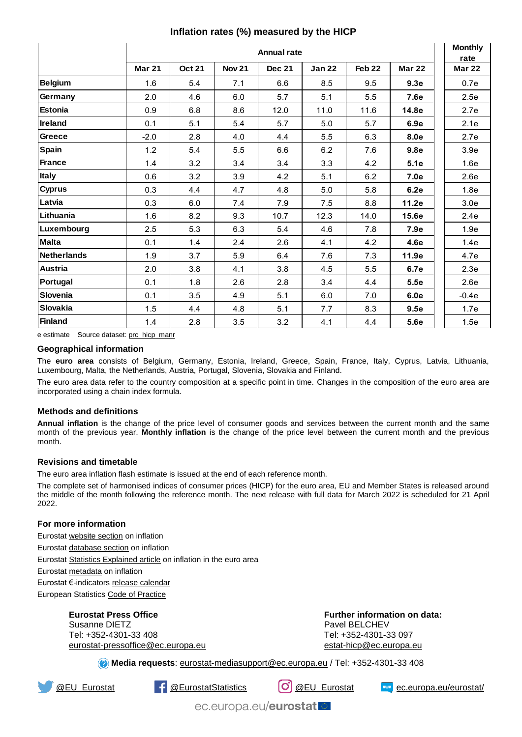## Inflation rates (%) measured by the HICP

| | Annual rate | | | | | | | Monthly rate |
|---|---|---|---|---|---|---|---|---|
| | Mar 21 | Oct 21 | Nov 21 | Dec 21 | Jan 22 | Feb 22 | Mar 22 | Mar 22 |
| **Belgium** | 1.6 | 5.4 | 7.1 | 6.6 | 8.5 | 9.5 | **9.3e** | 0.7e |
| **Germany** | 2.0 | 4.6 | 6.0 | 5.7 | 5.1 | 5.5 | **7.6e** | 2.5e |
| **Estonia** | 0.9 | 6.8 | 8.6 | 12.0 | 11.0 | 11.6 | **14.8e** | 2.7e |
| **Ireland** | 0.1 | 5.1 | 5.4 | 5.7 | 5.0 | 5.7 | **6.9e** | 2.1e |
| **Greece** | -2.0 | 2.8 | 4.0 | 4.4 | 5.5 | 6.3 | **8.0e** | 2.7e |
| **Spain** | 1.2 | 5.4 | 5.5 | 6.6 | 6.2 | 7.6 | **9.8e** | 3.9e |
| **France** | 1.4 | 3.2 | 3.4 | 3.4 | 3.3 | 4.2 | **5.1e** | 1.6e |
| **Italy** | 0.6 | 3.2 | 3.9 | 4.2 | 5.1 | 6.2 | **7.0e** | 2.6e |
| **Cyprus** | 0.3 | 4.4 | 4.7 | 4.8 | 5.0 | 5.8 | **6.2e** | 1.8e |
| **Latvia** | 0.3 | 6.0 | 7.4 | 7.9 | 7.5 | 8.8 | **11.2e** | 3.0e |
| **Lithuania** | 1.6 | 8.2 | 9.3 | 10.7 | 12.3 | 14.0 | **15.6e** | 2.4e |
| **Luxembourg** | 2.5 | 5.3 | 6.3 | 5.4 | 4.6 | 7.8 | **7.9e** | 1.9e |
| **Malta** | 0.1 | 1.4 | 2.4 | 2.6 | 4.1 | 4.2 | **4.6e** | 1.4e |
| **Netherlands** | 1.9 | 3.7 | 5.9 | 6.4 | 7.6 | 7.3 | **11.9e** | 4.7e |
| **Austria** | 2.0 | 3.8 | 4.1 | 3.8 | 4.5 | 5.5 | **6.7e** | 2.3e |
| **Portugal** | 0.1 | 1.8 | 2.6 | 2.8 | 3.4 | 4.4 | **5.5e** | 2.6e |
| **Slovenia** | 0.1 | 3.5 | 4.9 | 5.1 | 6.0 | 7.0 | **6.0e** | -0.4e |
| **Slovakia** | 1.5 | 4.4 | 4.8 | 5.1 | 7.7 | 8.3 | **9.5e** | 1.7e |
| **Finland** | 1.4 | 2.8 | 3.5 | 3.2 | 4.1 | 4.4 | **5.6e** | 1.5e |

e estimate Source dataset: prc_hicp_manr

### Geographical information

The **euro area** consists of Belgium, Germany, Estonia, Ireland, Greece, Spain, France, Italy, Cyprus, Latvia, Lithuania, Luxembourg, Malta, the Netherlands, Austria, Portugal, Slovenia, Slovakia and Finland.

The euro area data refer to the country composition at a specific point in time. Changes in the composition of the euro area are incorporated using a chain index formula.

### Methods and definitions

**Annual inflation** is the change of the price level of consumer goods and services between the current month and the same month of the previous year. **Monthly inflation** is the change of the price level between the current month and the previous month.

### Revisions and timetable

The euro area inflation flash estimate is issued at the end of each reference month.

The complete set of harmonised indices of consumer prices (HICP) for the euro area, EU and Member States is released around the middle of the month following the reference month. The next release with full data for March 2022 is scheduled for 21 April 2022.

### For more information

Eurostat website section on inflation
Eurostat database section on inflation
Eurostat Statistics Explained article on inflation in the euro area
Eurostat metadata on inflation
Eurostat €-indicators release calendar
European Statistics Code of Practice

**Eurostat Press Office**
Susanne DIETZ
Tel: +352-4301-33 408
eurostat-pressoffice@ec.europa.eu

**Further information on data:**
Pavel BELCHEV
Tel: +352-4301-33 097
estat-hicp@ec.europa.eu

**Media requests**: eurostat-mediasupport@ec.europa.eu / Tel: +352-4301-33 408

@EU_Eurostat @EurostatStatistics @EU_Eurostat ec.europa.eu/eurostat/

ec.europa.eu/**eurostat**